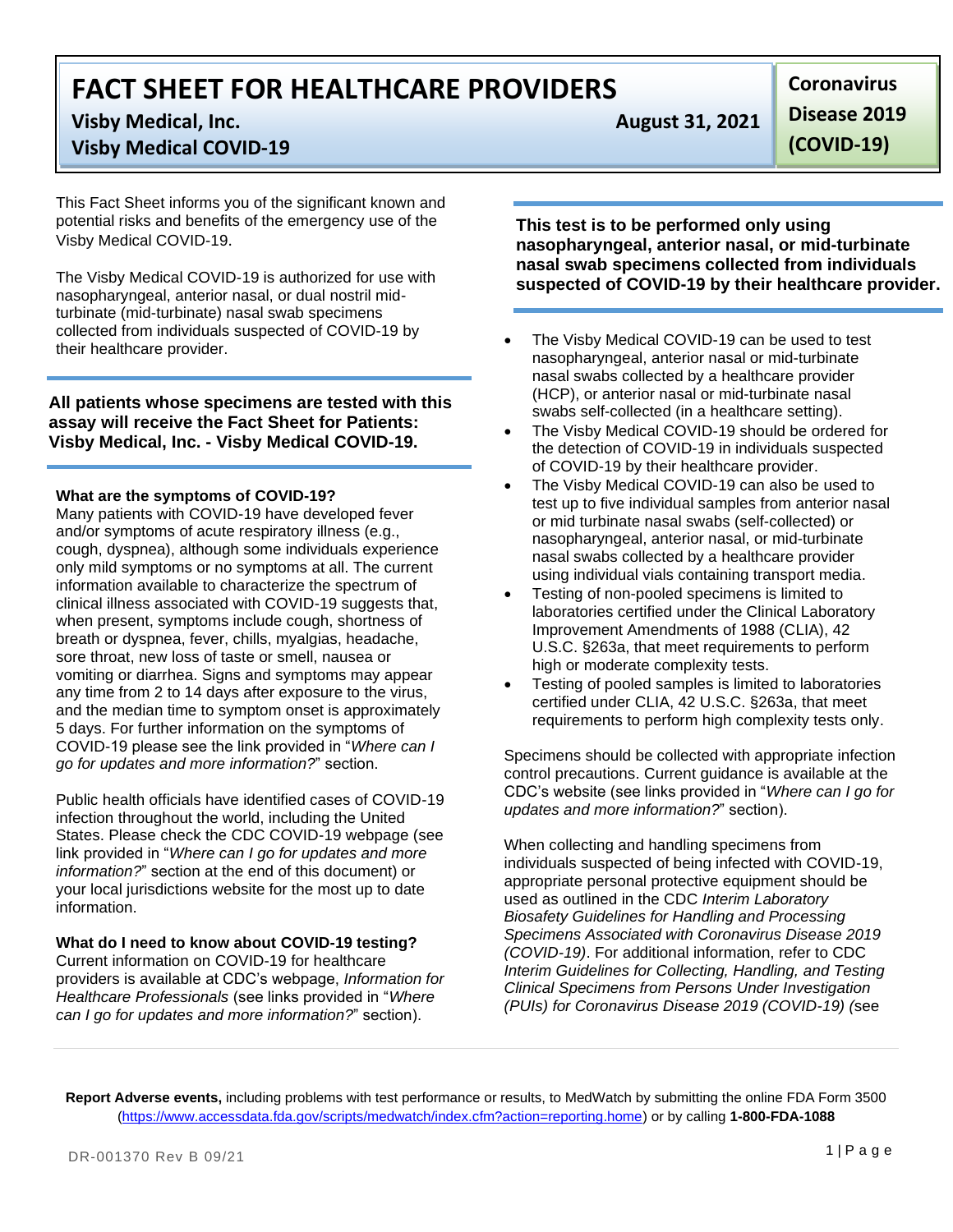# FACT SHEET FOR HEALTHCARE PROVIDERS

**Visby Medical, Inc.**
**Visby Medical COVID-19**

**August 31, 2021**

**Coronavirus Disease 2019 (COVID-19)**

This Fact Sheet informs you of the significant known and potential risks and benefits of the emergency use of the Visby Medical COVID-19.

The Visby Medical COVID-19 is authorized for use with nasopharyngeal, anterior nasal, or dual nostril mid-turbinate (mid-turbinate) nasal swab specimens collected from individuals suspected of COVID-19 by their healthcare provider.

**All patients whose specimens are tested with this assay will receive the Fact Sheet for Patients: Visby Medical, Inc. - Visby Medical COVID-19.**

**What are the symptoms of COVID-19?**

Many patients with COVID-19 have developed fever and/or symptoms of acute respiratory illness (e.g., cough, dyspnea), although some individuals experience only mild symptoms or no symptoms at all. The current information available to characterize the spectrum of clinical illness associated with COVID-19 suggests that, when present, symptoms include cough, shortness of breath or dyspnea, fever, chills, myalgias, headache, sore throat, new loss of taste or smell, nausea or vomiting or diarrhea. Signs and symptoms may appear any time from 2 to 14 days after exposure to the virus, and the median time to symptom onset is approximately 5 days. For further information on the symptoms of COVID-19 please see the link provided in "*Where can I go for updates and more information?*" section.

Public health officials have identified cases of COVID-19 infection throughout the world, including the United States. Please check the CDC COVID-19 webpage (see link provided in "*Where can I go for updates and more information?*" section at the end of this document) or your local jurisdictions website for the most up to date information.

**What do I need to know about COVID-19 testing?**

Current information on COVID-19 for healthcare providers is available at CDC's webpage, *Information for Healthcare Professionals* (see links provided in "*Where can I go for updates and more information?*" section).

**This test is to be performed only using nasopharyngeal, anterior nasal, or mid-turbinate nasal swab specimens collected from individuals suspected of COVID-19 by their healthcare provider.**

- The Visby Medical COVID-19 can be used to test nasopharyngeal, anterior nasal or mid-turbinate nasal swabs collected by a healthcare provider (HCP), or anterior nasal or mid-turbinate nasal swabs self-collected (in a healthcare setting).
- The Visby Medical COVID-19 should be ordered for the detection of COVID-19 in individuals suspected of COVID-19 by their healthcare provider.
- The Visby Medical COVID-19 can also be used to test up to five individual samples from anterior nasal or mid turbinate nasal swabs (self-collected) or nasopharyngeal, anterior nasal, or mid-turbinate nasal swabs collected by a healthcare provider using individual vials containing transport media.
- Testing of non-pooled specimens is limited to laboratories certified under the Clinical Laboratory Improvement Amendments of 1988 (CLIA), 42 U.S.C. §263a, that meet requirements to perform high or moderate complexity tests.
- Testing of pooled samples is limited to laboratories certified under CLIA, 42 U.S.C. §263a, that meet requirements to perform high complexity tests only.

Specimens should be collected with appropriate infection control precautions. Current guidance is available at the CDC's website (see links provided in "*Where can I go for updates and more information?*" section).

When collecting and handling specimens from individuals suspected of being infected with COVID-19, appropriate personal protective equipment should be used as outlined in the CDC *Interim Laboratory Biosafety Guidelines for Handling and Processing Specimens Associated with Coronavirus Disease 2019 (COVID-19)*. For additional information, refer to CDC *Interim Guidelines for Collecting, Handling, and Testing Clinical Specimens from Persons Under Investigation (PUIs) for Coronavirus Disease 2019 (COVID-19) (*see

**Report Adverse events,** including problems with test performance or results, to MedWatch by submitting the online FDA Form 3500 (https://www.accessdata.fda.gov/scripts/medwatch/index.cfm?action=reporting.home) or by calling **1-800-FDA-1088**

DR-001370 Rev B 09/21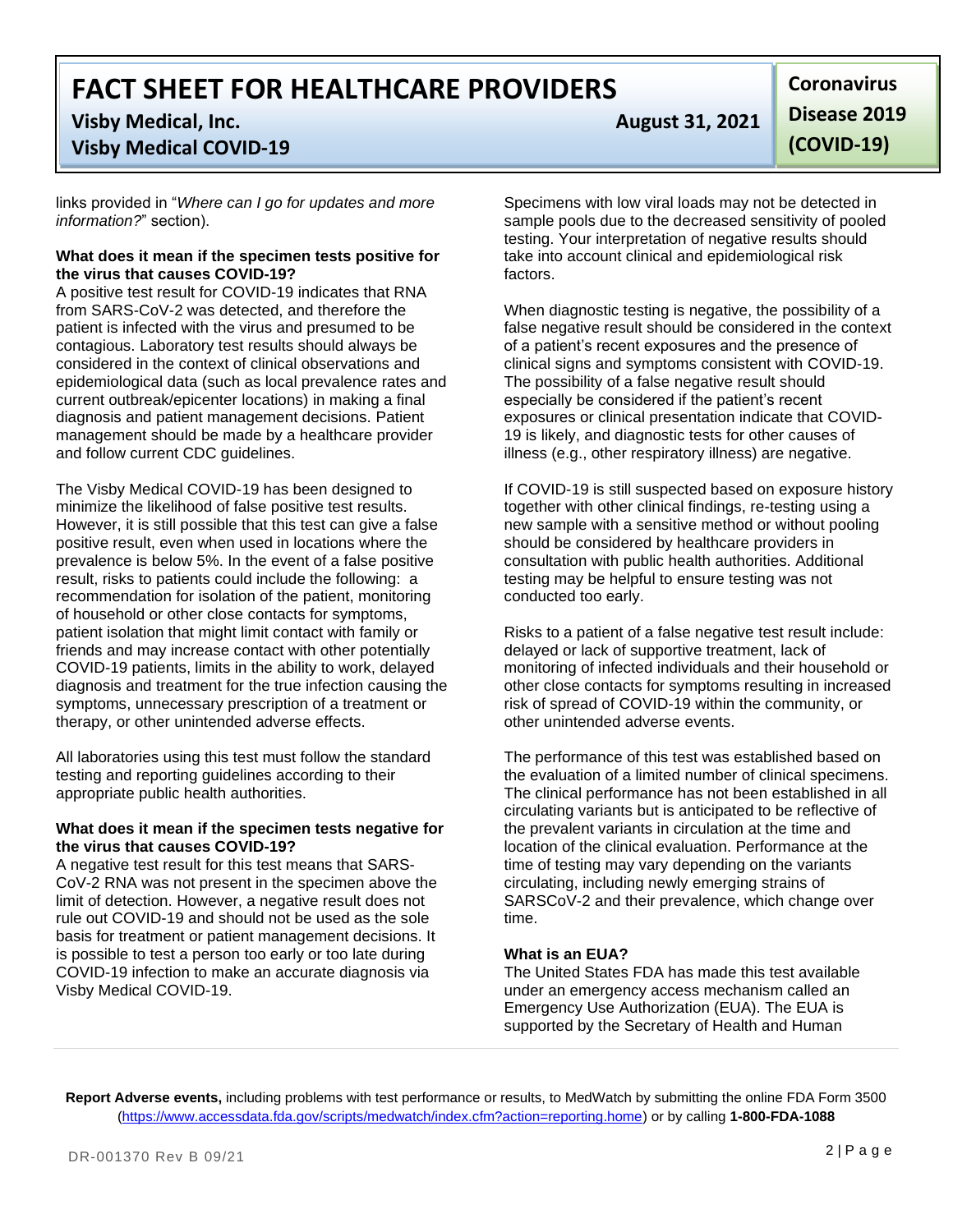links provided in "*Where can I go for updates and more information?*" section).

**What does it mean if the specimen tests positive for the virus that causes COVID-19?**
A positive test result for COVID-19 indicates that RNA from SARS-CoV-2 was detected, and therefore the patient is infected with the virus and presumed to be contagious. Laboratory test results should always be considered in the context of clinical observations and epidemiological data (such as local prevalence rates and current outbreak/epicenter locations) in making a final diagnosis and patient management decisions. Patient management should be made by a healthcare provider and follow current CDC guidelines.

The Visby Medical COVID-19 has been designed to minimize the likelihood of false positive test results. However, it is still possible that this test can give a false positive result, even when used in locations where the prevalence is below 5%. In the event of a false positive result, risks to patients could include the following: a recommendation for isolation of the patient, monitoring of household or other close contacts for symptoms, patient isolation that might limit contact with family or friends and may increase contact with other potentially COVID-19 patients, limits in the ability to work, delayed diagnosis and treatment for the true infection causing the symptoms, unnecessary prescription of a treatment or therapy, or other unintended adverse effects.

All laboratories using this test must follow the standard testing and reporting guidelines according to their appropriate public health authorities.

**What does it mean if the specimen tests negative for the virus that causes COVID-19?**
A negative test result for this test means that SARS-CoV-2 RNA was not present in the specimen above the limit of detection. However, a negative result does not rule out COVID-19 and should not be used as the sole basis for treatment or patient management decisions. It is possible to test a person too early or too late during COVID-19 infection to make an accurate diagnosis via Visby Medical COVID-19.

Specimens with low viral loads may not be detected in sample pools due to the decreased sensitivity of pooled testing. Your interpretation of negative results should take into account clinical and epidemiological risk factors.

When diagnostic testing is negative, the possibility of a false negative result should be considered in the context of a patient's recent exposures and the presence of clinical signs and symptoms consistent with COVID-19. The possibility of a false negative result should especially be considered if the patient's recent exposures or clinical presentation indicate that COVID-19 is likely, and diagnostic tests for other causes of illness (e.g., other respiratory illness) are negative.

If COVID-19 is still suspected based on exposure history together with other clinical findings, re-testing using a new sample with a sensitive method or without pooling should be considered by healthcare providers in consultation with public health authorities. Additional testing may be helpful to ensure testing was not conducted too early.

Risks to a patient of a false negative test result include: delayed or lack of supportive treatment, lack of monitoring of infected individuals and their household or other close contacts for symptoms resulting in increased risk of spread of COVID-19 within the community, or other unintended adverse events.

The performance of this test was established based on the evaluation of a limited number of clinical specimens. The clinical performance has not been established in all circulating variants but is anticipated to be reflective of the prevalent variants in circulation at the time and location of the clinical evaluation. Performance at the time of testing may vary depending on the variants circulating, including newly emerging strains of SARSCoV-2 and their prevalence, which change over time.

**What is an EUA?**
The United States FDA has made this test available under an emergency access mechanism called an Emergency Use Authorization (EUA). The EUA is supported by the Secretary of Health and Human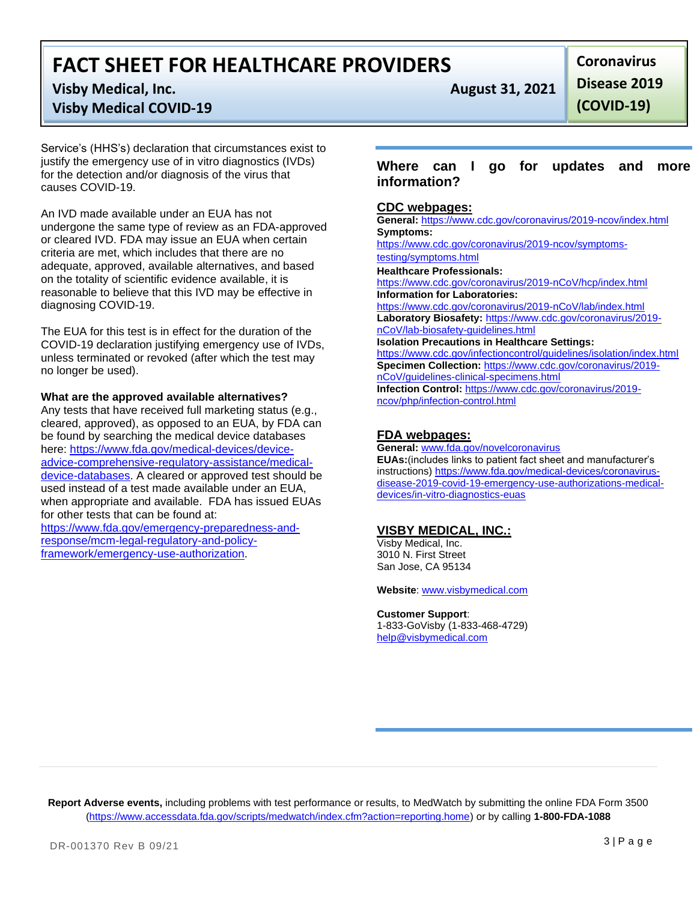Service's (HHS's) declaration that circumstances exist to justify the emergency use of in vitro diagnostics (IVDs) for the detection and/or diagnosis of the virus that causes COVID-19.

An IVD made available under an EUA has not undergone the same type of review as an FDA-approved or cleared IVD. FDA may issue an EUA when certain criteria are met, which includes that there are no adequate, approved, available alternatives, and based on the totality of scientific evidence available, it is reasonable to believe that this IVD may be effective in diagnosing COVID-19.

The EUA for this test is in effect for the duration of the COVID-19 declaration justifying emergency use of IVDs, unless terminated or revoked (after which the test may no longer be used).

**What are the approved available alternatives?**
Any tests that have received full marketing status (e.g., cleared, approved), as opposed to an EUA, by FDA can be found by searching the medical device databases here: https://www.fda.gov/medical-devices/device-advice-comprehensive-regulatory-assistance/medical-device-databases. A cleared or approved test should be used instead of a test made available under an EUA, when appropriate and available. FDA has issued EUAs for other tests that can be found at:
https://www.fda.gov/emergency-preparedness-and-response/mcm-legal-regulatory-and-policy-framework/emergency-use-authorization.

## Where can I go for updates and more information?

### CDC webpages:

**General:** https://www.cdc.gov/coronavirus/2019-ncov/index.html
**Symptoms:**
https://www.cdc.gov/coronavirus/2019-ncov/symptoms-testing/symptoms.html
**Healthcare Professionals:**
https://www.cdc.gov/coronavirus/2019-nCoV/hcp/index.html
**Information for Laboratories:**
https://www.cdc.gov/coronavirus/2019-nCoV/lab/index.html
**Laboratory Biosafety:** https://www.cdc.gov/coronavirus/2019-nCoV/lab-biosafety-guidelines.html
**Isolation Precautions in Healthcare Settings:**
https://www.cdc.gov/infectioncontrol/guidelines/isolation/index.html
**Specimen Collection:** https://www.cdc.gov/coronavirus/2019-nCoV/guidelines-clinical-specimens.html
**Infection Control:** https://www.cdc.gov/coronavirus/2019-ncov/php/infection-control.html

### FDA webpages:

**General:** www.fda.gov/novelcoronavirus
**EUAs:**(includes links to patient fact sheet and manufacturer's instructions) https://www.fda.gov/medical-devices/coronavirus-disease-2019-covid-19-emergency-use-authorizations-medical-devices/in-vitro-diagnostics-euas

### VISBY MEDICAL, INC.:

Visby Medical, Inc.
3010 N. First Street
San Jose, CA 95134

**Website**: www.visbymedical.com

**Customer Support**:
1-833-GoVisby (1-833-468-4729)
help@visbymedical.com

**Report Adverse events,** including problems with test performance or results, to MedWatch by submitting the online FDA Form 3500 (https://www.accessdata.fda.gov/scripts/medwatch/index.cfm?action=reporting.home) or by calling **1-800-FDA-1088**

DR-001370 Rev B 09/21